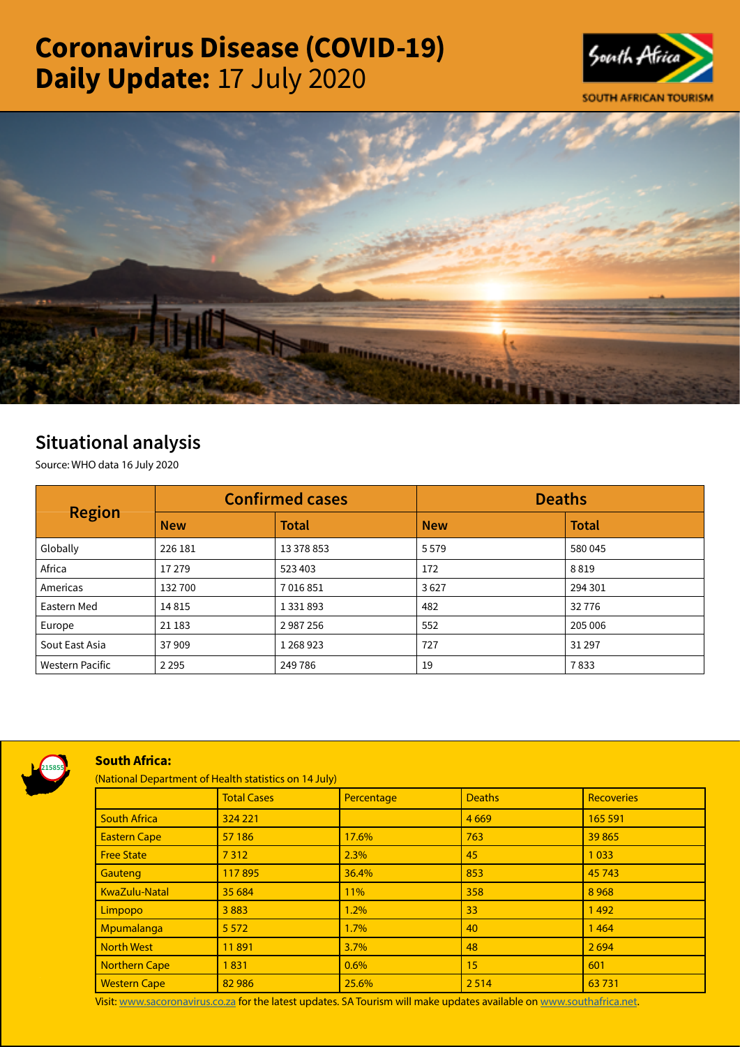# **Coronavirus Disease (COVID-19)**
# **Daily Update:** 17 July 2020

SOUTH AFRICAN TOURISM

## Situational analysis

Source: WHO data 16 July 2020

| Region | Confirmed cases | | Deaths | |
|---|---|---|---|---|
| | **New** | **Total** | **New** | **Total** |
| Globally | 226 181 | 13 378 853 | 5 579 | 580 045 |
| Africa | 17 279 | 523 403 | 172 | 8 819 |
| Americas | 132 700 | 7 016 851 | 3 627 | 294 301 |
| Eastern Med | 14 815 | 1 331 893 | 482 | 32 776 |
| Europe | 21 183 | 2 987 256 | 552 | 205 006 |
| Sout East Asia | 37 909 | 1 268 923 | 727 | 31 297 |
| Western Pacific | 2 295 | 249 786 | 19 | 7 833 |

**South Africa:**

(National Department of Health statistics on 14 July)

| | Total Cases | Percentage | Deaths | Recoveries |
|---|---|---|---|---|
| South Africa | 324 221 | | 4 669 | 165 591 |
| Eastern Cape | 57 186 | 17.6% | 763 | 39 865 |
| Free State | 7 312 | 2.3% | 45 | 1 033 |
| Gauteng | 117 895 | 36.4% | 853 | 45 743 |
| KwaZulu-Natal | 35 684 | 11% | 358 | 8 968 |
| Limpopo | 3 883 | 1.2% | 33 | 1 492 |
| Mpumalanga | 5 572 | 1.7% | 40 | 1 464 |
| North West | 11 891 | 3.7% | 48 | 2 694 |
| Northern Cape | 1 831 | 0.6% | 15 | 601 |
| Western Cape | 82 986 | 25.6% | 2 514 | 63 731 |

Visit: www.sacoronavirus.co.za for the latest updates. SA Tourism will make updates available on www.southafrica.net.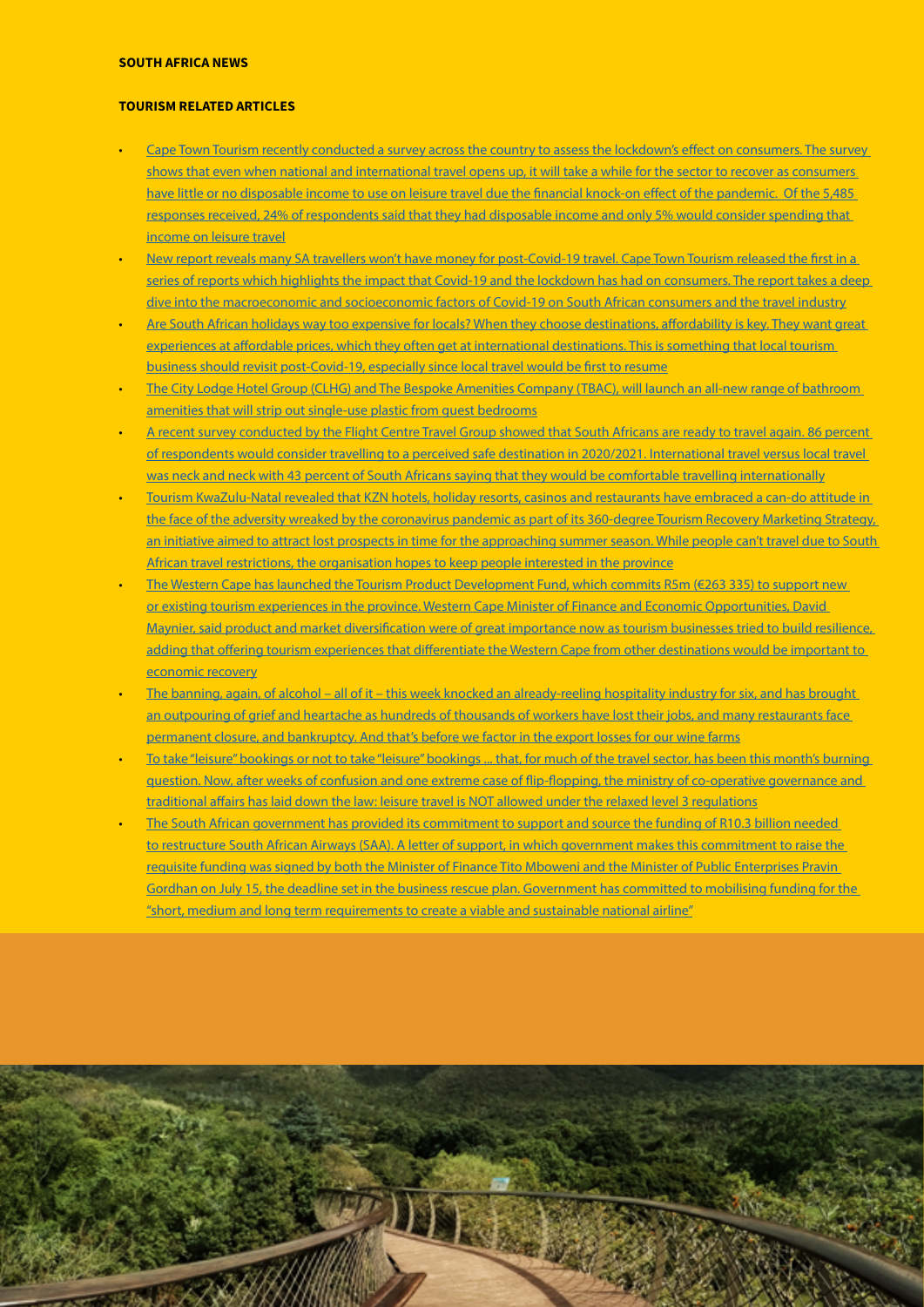**SOUTH AFRICA NEWS**

**TOURISM RELATED ARTICLES**

- Cape Town Tourism recently conducted a survey across the country to assess the lockdown's effect on consumers. The survey shows that even when national and international travel opens up, it will take a while for the sector to recover as consumers have little or no disposable income to use on leisure travel due the financial knock-on effect of the pandemic. Of the 5,485 responses received, 24% of respondents said that they had disposable income and only 5% would consider spending that income on leisure travel
- New report reveals many SA travellers won't have money for post-Covid-19 travel. Cape Town Tourism released the first in a series of reports which highlights the impact that Covid-19 and the lockdown has had on consumers. The report takes a deep dive into the macroeconomic and socioeconomic factors of Covid-19 on South African consumers and the travel industry
- Are South African holidays way too expensive for locals? When they choose destinations, affordability is key. They want great experiences at affordable prices, which they often get at international destinations. This is something that local tourism business should revisit post-Covid-19, especially since local travel would be first to resume
- The City Lodge Hotel Group (CLHG) and The Bespoke Amenities Company (TBAC), will launch an all-new range of bathroom amenities that will strip out single-use plastic from guest bedrooms
- A recent survey conducted by the Flight Centre Travel Group showed that South Africans are ready to travel again. 86 percent of respondents would consider travelling to a perceived safe destination in 2020/2021. International travel versus local travel was neck and neck with 43 percent of South Africans saying that they would be comfortable travelling internationally
- Tourism KwaZulu-Natal revealed that KZN hotels, holiday resorts, casinos and restaurants have embraced a can-do attitude in the face of the adversity wreaked by the coronavirus pandemic as part of its 360-degree Tourism Recovery Marketing Strategy, an initiative aimed to attract lost prospects in time for the approaching summer season. While people can't travel due to South African travel restrictions, the organisation hopes to keep people interested in the province
- The Western Cape has launched the Tourism Product Development Fund, which commits R5m (€263 335) to support new or existing tourism experiences in the province. Western Cape Minister of Finance and Economic Opportunities, David Maynier, said product and market diversification were of great importance now as tourism businesses tried to build resilience, adding that offering tourism experiences that differentiate the Western Cape from other destinations would be important to economic recovery
- The banning, again, of alcohol – all of it – this week knocked an already-reeling hospitality industry for six, and has brought an outpouring of grief and heartache as hundreds of thousands of workers have lost their jobs, and many restaurants face permanent closure, and bankruptcy. And that's before we factor in the export losses for our wine farms
- To take "leisure" bookings or not to take "leisure" bookings ... that, for much of the travel sector, has been this month's burning question. Now, after weeks of confusion and one extreme case of flip-flopping, the ministry of co-operative governance and traditional affairs has laid down the law: leisure travel is NOT allowed under the relaxed level 3 regulations
- The South African government has provided its commitment to support and source the funding of R10.3 billion needed to restructure South African Airways (SAA). A letter of support, in which government makes this commitment to raise the requisite funding was signed by both the Minister of Finance Tito Mboweni and the Minister of Public Enterprises Pravin Gordhan on July 15, the deadline set in the business rescue plan. Government has committed to mobilising funding for the "short, medium and long term requirements to create a viable and sustainable national airline"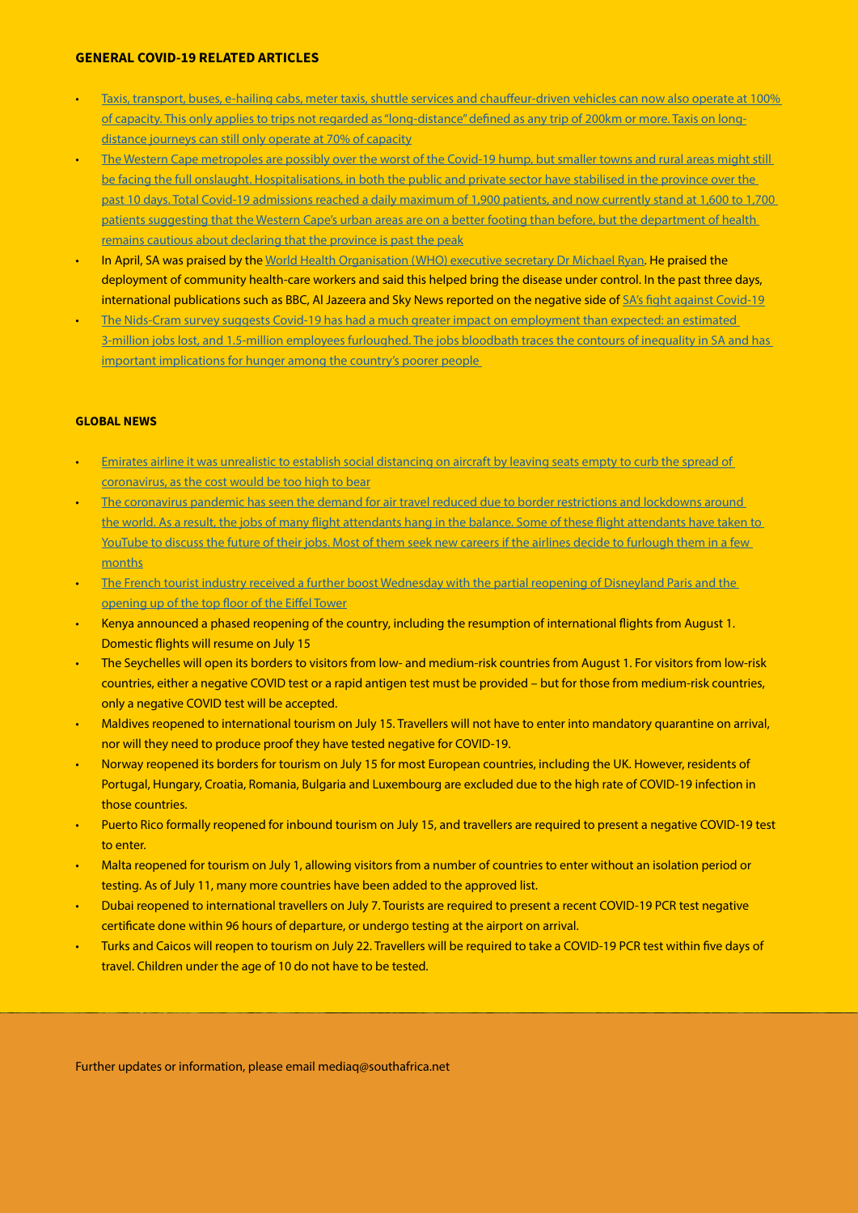## GENERAL COVID-19 RELATED ARTICLES

- Taxis, transport, buses, e-hailing cabs, meter taxis, shuttle services and chauffeur-driven vehicles can now also operate at 100% of capacity. This only applies to trips not regarded as "long-distance" defined as any trip of 200km or more. Taxis on long-distance journeys can still only operate at 70% of capacity
- The Western Cape metropoles are possibly over the worst of the Covid-19 hump, but smaller towns and rural areas might still be facing the full onslaught. Hospitalisations, in both the public and private sector have stabilised in the province over the past 10 days. Total Covid-19 admissions reached a daily maximum of 1,900 patients, and now currently stand at 1,600 to 1,700 patients suggesting that the Western Cape's urban areas are on a better footing than before, but the department of health remains cautious about declaring that the province is past the peak
- In April, SA was praised by the World Health Organisation (WHO) executive secretary Dr Michael Ryan. He praised the deployment of community health-care workers and said this helped bring the disease under control. In the past three days, international publications such as BBC, Al Jazeera and Sky News reported on the negative side of SA's fight against Covid-19
- The Nids-Cram survey suggests Covid-19 has had a much greater impact on employment than expected: an estimated 3-million jobs lost, and 1.5-million employees furloughed. The jobs bloodbath traces the contours of inequality in SA and has important implications for hunger among the country's poorer people

## GLOBAL NEWS

- Emirates airline it was unrealistic to establish social distancing on aircraft by leaving seats empty to curb the spread of coronavirus, as the cost would be too high to bear
- The coronavirus pandemic has seen the demand for air travel reduced due to border restrictions and lockdowns around the world. As a result, the jobs of many flight attendants hang in the balance. Some of these flight attendants have taken to YouTube to discuss the future of their jobs. Most of them seek new careers if the airlines decide to furlough them in a few months
- The French tourist industry received a further boost Wednesday with the partial reopening of Disneyland Paris and the opening up of the top floor of the Eiffel Tower
- Kenya announced a phased reopening of the country, including the resumption of international flights from August 1. Domestic flights will resume on July 15
- The Seychelles will open its borders to visitors from low- and medium-risk countries from August 1. For visitors from low-risk countries, either a negative COVID test or a rapid antigen test must be provided – but for those from medium-risk countries, only a negative COVID test will be accepted.
- Maldives reopened to international tourism on July 15. Travellers will not have to enter into mandatory quarantine on arrival, nor will they need to produce proof they have tested negative for COVID-19.
- Norway reopened its borders for tourism on July 15 for most European countries, including the UK. However, residents of Portugal, Hungary, Croatia, Romania, Bulgaria and Luxembourg are excluded due to the high rate of COVID-19 infection in those countries.
- Puerto Rico formally reopened for inbound tourism on July 15, and travellers are required to present a negative COVID-19 test to enter.
- Malta reopened for tourism on July 1, allowing visitors from a number of countries to enter without an isolation period or testing. As of July 11, many more countries have been added to the approved list.
- Dubai reopened to international travellers on July 7. Tourists are required to present a recent COVID-19 PCR test negative certificate done within 96 hours of departure, or undergo testing at the airport on arrival.
- Turks and Caicos will reopen to tourism on July 22. Travellers will be required to take a COVID-19 PCR test within five days of travel. Children under the age of 10 do not have to be tested.

Further updates or information, please email mediaq@southafrica.net